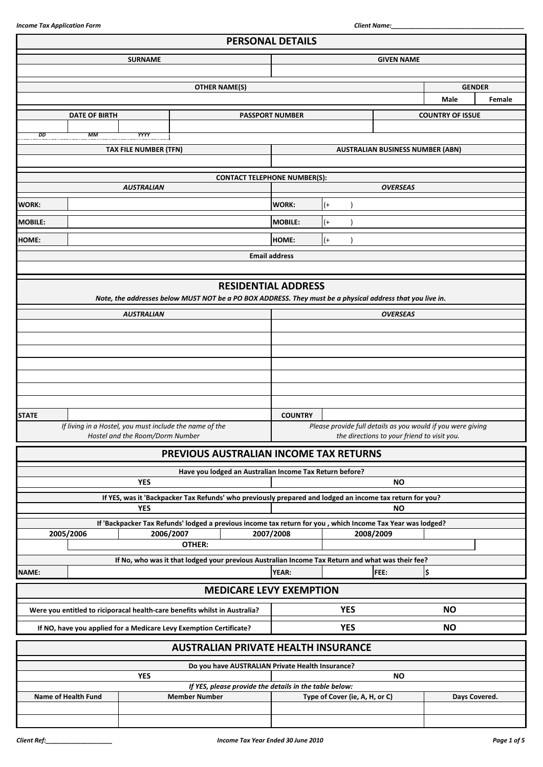*Income Tax Application Form*

*Client Name:*______________________________________

## PERSONAL DETAILS

| SURNAME | GIVEN NAME |
|---|---|
| | |

| OTHER NAME(S) | GENDER | |
|---|---|---|
| | Male | Female |

| DATE OF BIRTH | | | PASSPORT NUMBER | COUNTRY OF ISSUE |
|---|---|---|---|---|
| | | | | |
| *DD* | *MM* | *YYYY* | | |

| TAX FILE NUMBER (TFN) | AUSTRALIAN BUSINESS NUMBER (ABN) |
|---|---|
| | |

**CONTACT TELEPHONE NUMBER(S):**

| *AUSTRALIAN* | | *OVERSEAS* | |
|---|---|---|---|
| **WORK:** | | **WORK:** | (+ ) |
| **MOBILE:** | | **MOBILE:** | (+ ) |
| **HOME:** | | **HOME:** | (+ ) |

| Email address |
|---|
| |

## RESIDENTIAL ADDRESS

***Note, the addresses below MUST NOT be a PO BOX ADDRESS. They must be a physical address that you live in.***

| *AUSTRALIAN* | | *OVERSEAS* | |
|---|---|---|---|
| | | | |
| | | | |
| | | | |
| | | | |
| | | | |
| | | | |
| | | | |
| **STATE** | | **COUNTRY** | |
| *If living in a Hostel, you must include the name of the Hostel and the Room/Dorm Number* | | *Please provide full details as you would if you were giving the directions to your friend to visit you.* | |

## PREVIOUS AUSTRALIAN INCOME TAX RETURNS

**Have you lodged an Australian Income Tax Return before?**

| YES | NO |
|---|---|

**If YES, was it 'Backpacker Tax Refunds' who previously prepared and lodged an income tax return for you?**

| YES | NO |
|---|---|

**If 'Backpacker Tax Refunds' lodged a previous income tax return for you , which Income Tax Year was lodged?**

| 2005/2006 | 2006/2007 | 2007/2008 | 2008/2009 | |
|---|---|---|---|---|
| | OTHER: | | | |

**If No, who was it that lodged your previous Australian Income Tax Return and what was their fee?**

| NAME: | | YEAR: | | FEE: | $ |
|---|---|---|---|---|---|

## MEDICARE LEVY EXEMPTION

| | | |
|---|---|---|
| **Were you entitled to riciporacal health-care benefits whilst in Australia?** | **YES** | **NO** |
| **If NO, have you applied for a Medicare Levy Exemption Certificate?** | **YES** | **NO** |

## AUSTRALIAN PRIVATE HEALTH INSURANCE

**Do you have AUSTRALIAN Private Health Insurance?**

| YES | NO |
|---|---|

***If YES, please provide the details in the table below:***

| Name of Health Fund | Member Number | Type of Cover (ie, A, H, or C) | Days Covered. |
|---|---|---|---|
| | | | |
| | | | |

*Client Ref:*____________________

*Income Tax Year Ended 30 June 2010*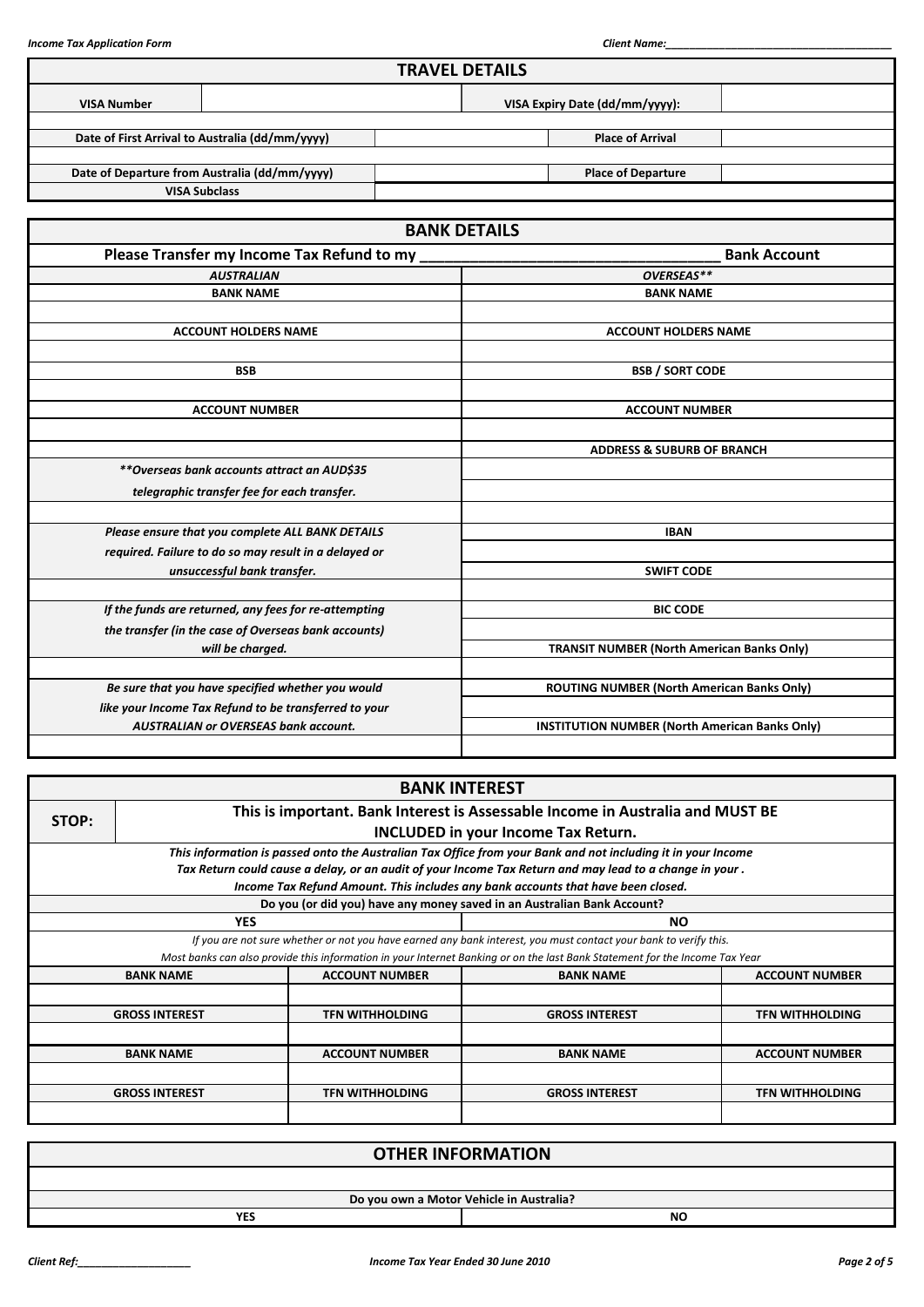## TRAVEL DETAILS

| VISA Number | | VISA Expiry Date (dd/mm/yyyy): | |
|---|---|---|---|
| Date of First Arrival to Australia (dd/mm/yyyy) | | Place of Arrival | |
| Date of Departure from Australia (dd/mm/yyyy) | | Place of Departure | |
| VISA Subclass | | | |

## BANK DETAILS

**Please Transfer my Income Tax Refund to my \_\_\_\_\_\_\_\_\_\_\_\_\_\_\_\_\_\_\_\_\_\_\_\_\_\_\_\_\_\_\_\_\_\_\_ Bank Account**

| *AUSTRALIAN* | *OVERSEAS\*\** |
|---|---|
| **BANK NAME** | **BANK NAME** |
| | |
| **ACCOUNT HOLDERS NAME** | **ACCOUNT HOLDERS NAME** |
| | |
| **BSB** | **BSB / SORT CODE** |
| | |
| **ACCOUNT NUMBER** | **ACCOUNT NUMBER** |
| | |
| | **ADDRESS & SUBURB OF BRANCH** |
| ***\*\*Overseas bank accounts attract an AUD$35 telegraphic transfer fee for each transfer.*** | |
| | |
| ***Please ensure that you complete ALL BANK DETAILS required. Failure to do so may result in a delayed or unsuccessful bank transfer.*** | **IBAN** |
| | **SWIFT CODE** |
| | |
| ***If the funds are returned, any fees for re-attempting the transfer (in the case of Overseas bank accounts) will be charged.*** | **BIC CODE** |
| | **TRANSIT NUMBER (North American Banks Only)** |
| | |
| ***Be sure that you have specified whether you would like your Income Tax Refund to be transferred to your AUSTRALIAN or OVERSEAS bank account.*** | **ROUTING NUMBER (North American Banks Only)** |
| | **INSTITUTION NUMBER (North American Banks Only)** |
| | |

## BANK INTEREST

**STOP: This is important. Bank Interest is Assessable Income in Australia and MUST BE INCLUDED in your Income Tax Return.**

***This information is passed onto the Australian Tax Office from your Bank and not including it in your Income Tax Return could cause a delay, or an audit of your Income Tax Return and may lead to a change in your . Income Tax Refund Amount. This includes any bank accounts that have been closed.***

**Do you (or did you) have any money saved in an Australian Bank Account?**

| YES | NO |
|---|---|

*If you are not sure whether or not you have earned any bank interest, you must contact your bank to verify this.*
*Most banks can also provide this information in your Internet Banking or on the last Bank Statement for the Income Tax Year*

| BANK NAME | ACCOUNT NUMBER | BANK NAME | ACCOUNT NUMBER |
|---|---|---|---|
| | | | |
| **GROSS INTEREST** | **TFN WITHHOLDING** | **GROSS INTEREST** | **TFN WITHHOLDING** |
| | | | |
| **BANK NAME** | **ACCOUNT NUMBER** | **BANK NAME** | **ACCOUNT NUMBER** |
| | | | |
| **GROSS INTEREST** | **TFN WITHHOLDING** | **GROSS INTEREST** | **TFN WITHHOLDING** |
| | | | |

## OTHER INFORMATION

**Do you own a Motor Vehicle in Australia?**

| YES | NO |
|---|---|

Client Ref:\_\_\_\_\_\_\_\_\_\_\_\_\_\_\_\_\_\_\_

Income Tax Year Ended 30 June 2010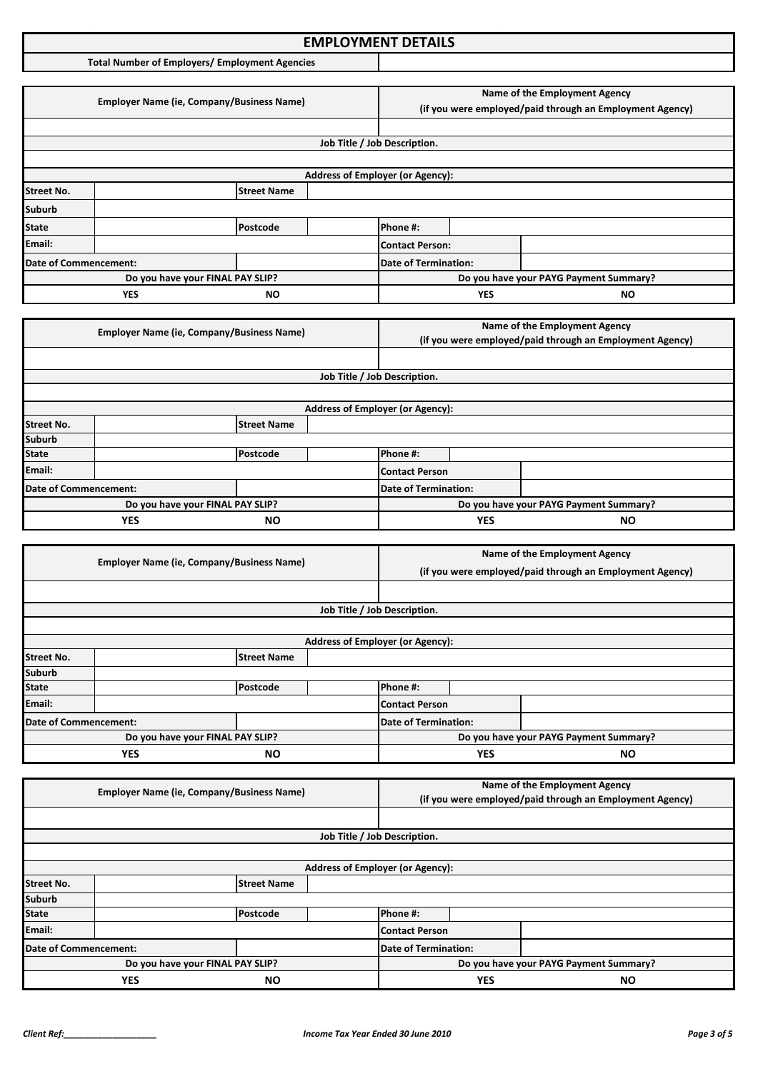# EMPLOYMENT DETAILS

| Total Number of Employers/ Employment Agencies | |
|---|---|

| Employer Name (ie, Company/Business Name) | | | | Name of the Employment Agency (if you were employed/paid through an Employment Agency) | | |
|---|---|---|---|---|---|---|
| | | | | | | |
| Job Title / Job Description. | | | | | | |
| | | | | | | |
| Address of Employer (or Agency): | | | | | | |
| Street No. | | Street Name | | | | |
| Suburb | | | | | | |
| State | | Postcode | | Phone #: | | |
| Email: | | | | Contact Person: | | |
| Date of Commencement: | | | | Date of Termination: | | |
| Do you have your FINAL PAY SLIP? | | | | Do you have your PAYG Payment Summary? | | |
| YES | | NO | | YES | | NO |

| Employer Name (ie, Company/Business Name) | | | | Name of the Employment Agency (if you were employed/paid through an Employment Agency) | | |
|---|---|---|---|---|---|---|
| | | | | | | |
| Job Title / Job Description. | | | | | | |
| | | | | | | |
| Address of Employer (or Agency): | | | | | | |
| Street No. | | Street Name | | | | |
| Suburb | | | | | | |
| State | | Postcode | | Phone #: | | |
| Email: | | | | Contact Person | | |
| Date of Commencement: | | | | Date of Termination: | | |
| Do you have your FINAL PAY SLIP? | | | | Do you have your PAYG Payment Summary? | | |
| YES | | NO | | YES | | NO |

| Employer Name (ie, Company/Business Name) | | | | Name of the Employment Agency (if you were employed/paid through an Employment Agency) | | |
|---|---|---|---|---|---|---|
| | | | | | | |
| Job Title / Job Description. | | | | | | |
| | | | | | | |
| Address of Employer (or Agency): | | | | | | |
| Street No. | | Street Name | | | | |
| Suburb | | | | | | |
| State | | Postcode | | Phone #: | | |
| Email: | | | | Contact Person | | |
| Date of Commencement: | | | | Date of Termination: | | |
| Do you have your FINAL PAY SLIP? | | | | Do you have your PAYG Payment Summary? | | |
| YES | | NO | | YES | | NO |

| Employer Name (ie, Company/Business Name) | | | | Name of the Employment Agency (if you were employed/paid through an Employment Agency) | | |
|---|---|---|---|---|---|---|
| | | | | | | |
| Job Title / Job Description. | | | | | | |
| | | | | | | |
| Address of Employer (or Agency): | | | | | | |
| Street No. | | Street Name | | | | |
| Suburb | | | | | | |
| State | | Postcode | | Phone #: | | |
| Email: | | | | Contact Person | | |
| Date of Commencement: | | | | Date of Termination: | | |
| Do you have your FINAL PAY SLIP? | | | | Do you have your PAYG Payment Summary? | | |
| YES | | NO | | YES | | NO |

*Client Ref:___________________* *Income Tax Year Ended 30 June 2010*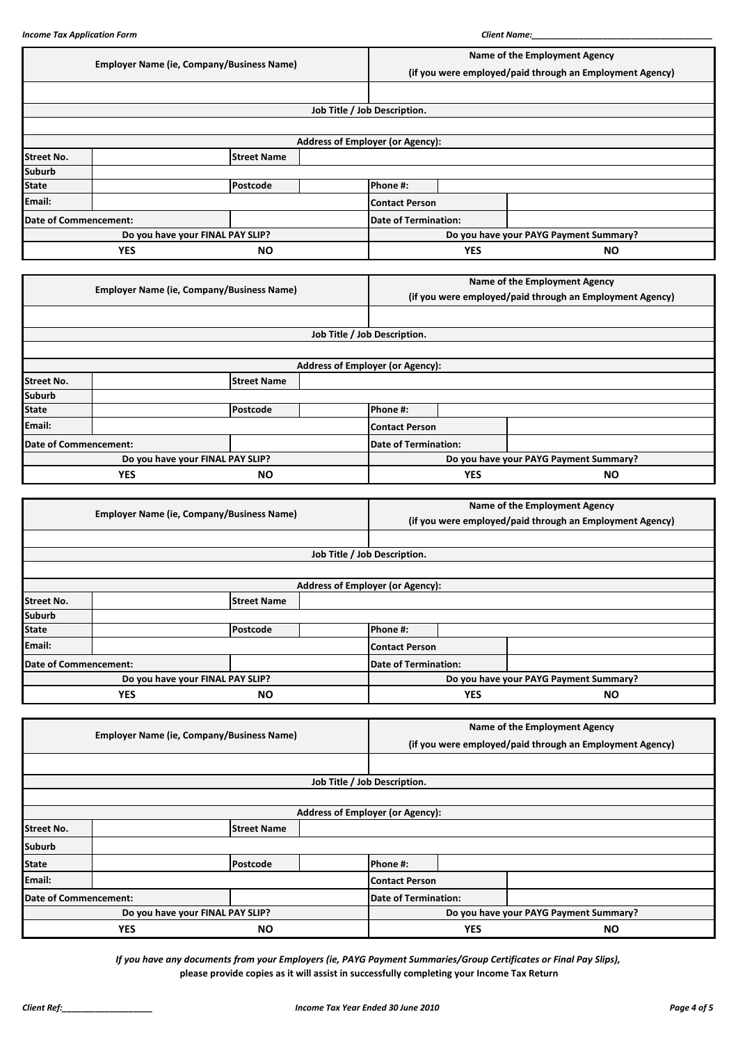| Employer Name (ie, Company/Business Name) | | | | Name of the Employment Agency (if you were employed/paid through an Employment Agency) | | |
|---|---|---|---|---|---|---|
| | | | | | | |
| Job Title / Job Description. | | | | | | |
| | | | | | | |
| Address of Employer (or Agency): | | | | | | |
| Street No. | | Street Name | | | | |
| Suburb | | | | | | |
| State | | Postcode | | Phone #: | | |
| Email: | | | | Contact Person | | |
| Date of Commencement: | | | | Date of Termination: | | |
| Do you have your FINAL PAY SLIP? | | | | Do you have your PAYG Payment Summary? | | |
| YES | | NO | | YES | | NO |

| Employer Name (ie, Company/Business Name) | | | | Name of the Employment Agency (if you were employed/paid through an Employment Agency) | | |
|---|---|---|---|---|---|---|
| | | | | | | |
| Job Title / Job Description. | | | | | | |
| | | | | | | |
| Address of Employer (or Agency): | | | | | | |
| Street No. | | Street Name | | | | |
| Suburb | | | | | | |
| State | | Postcode | | Phone #: | | |
| Email: | | | | Contact Person | | |
| Date of Commencement: | | | | Date of Termination: | | |
| Do you have your FINAL PAY SLIP? | | | | Do you have your PAYG Payment Summary? | | |
| YES | | NO | | YES | | NO |

| Employer Name (ie, Company/Business Name) | | | | Name of the Employment Agency (if you were employed/paid through an Employment Agency) | | |
|---|---|---|---|---|---|---|
| | | | | | | |
| Job Title / Job Description. | | | | | | |
| | | | | | | |
| Address of Employer (or Agency): | | | | | | |
| Street No. | | Street Name | | | | |
| Suburb | | | | | | |
| State | | Postcode | | Phone #: | | |
| Email: | | | | Contact Person | | |
| Date of Commencement: | | | | Date of Termination: | | |
| Do you have your FINAL PAY SLIP? | | | | Do you have your PAYG Payment Summary? | | |
| YES | | NO | | YES | | NO |

| Employer Name (ie, Company/Business Name) | | | | Name of the Employment Agency (if you were employed/paid through an Employment Agency) | | |
|---|---|---|---|---|---|---|
| | | | | | | |
| Job Title / Job Description. | | | | | | |
| | | | | | | |
| Address of Employer (or Agency): | | | | | | |
| Street No. | | Street Name | | | | |
| Suburb | | | | | | |
| State | | Postcode | | Phone #: | | |
| Email: | | | | Contact Person | | |
| Date of Commencement: | | | | Date of Termination: | | |
| Do you have your FINAL PAY SLIP? | | | | Do you have your PAYG Payment Summary? | | |
| YES | | NO | | YES | | NO |

*If you have any documents from your Employers (ie, PAYG Payment Summaries/Group Certificates or Final Pay Slips),*
**please provide copies as it will assist in successfully completing your Income Tax Return**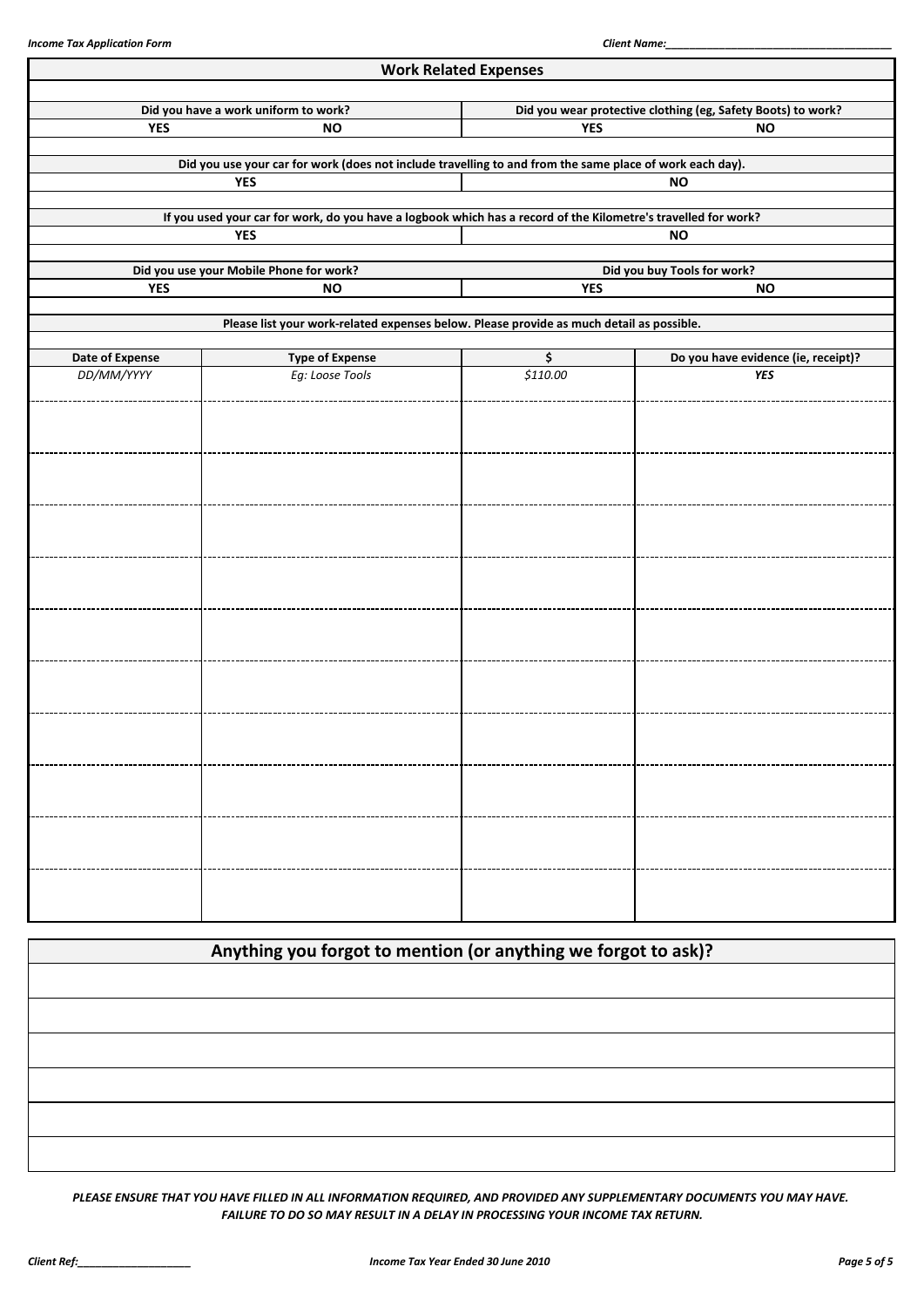## Work Related Expenses

| Did you have a work uniform to work? | | Did you wear protective clothing (eg, Safety Boots) to work? | |
|---|---|---|---|
| YES | NO | YES | NO |

| Did you use your car for work (does not include travelling to and from the same place of work each day). | |
|---|---|
| YES | NO |

| If you used your car for work, do you have a logbook which has a record of the Kilometre's travelled for work? | |
|---|---|
| YES | NO |

| Did you use your Mobile Phone for work? | | Did you buy Tools for work? | |
|---|---|---|---|
| YES | NO | YES | NO |

**Please list your work-related expenses below. Please provide as much detail as possible.**

| Date of Expense | Type of Expense | $ | Do you have evidence (ie, receipt)? |
|---|---|---|---|
| *DD/MM/YYYY* | *Eg: Loose Tools* | *$110.00* | ***YES*** |
| | | | |
| | | | |
| | | | |
| | | | |
| | | | |
| | | | |
| | | | |
| | | | |
| | | | |
| | | | |

## Anything you forgot to mention (or anything we forgot to ask)?

| |
|---|
| |
| |
| |
| |
| |
| |

***PLEASE ENSURE THAT YOU HAVE FILLED IN ALL INFORMATION REQUIRED, AND PROVIDED ANY SUPPLEMENTARY DOCUMENTS YOU MAY HAVE. FAILURE TO DO SO MAY RESULT IN A DELAY IN PROCESSING YOUR INCOME TAX RETURN.***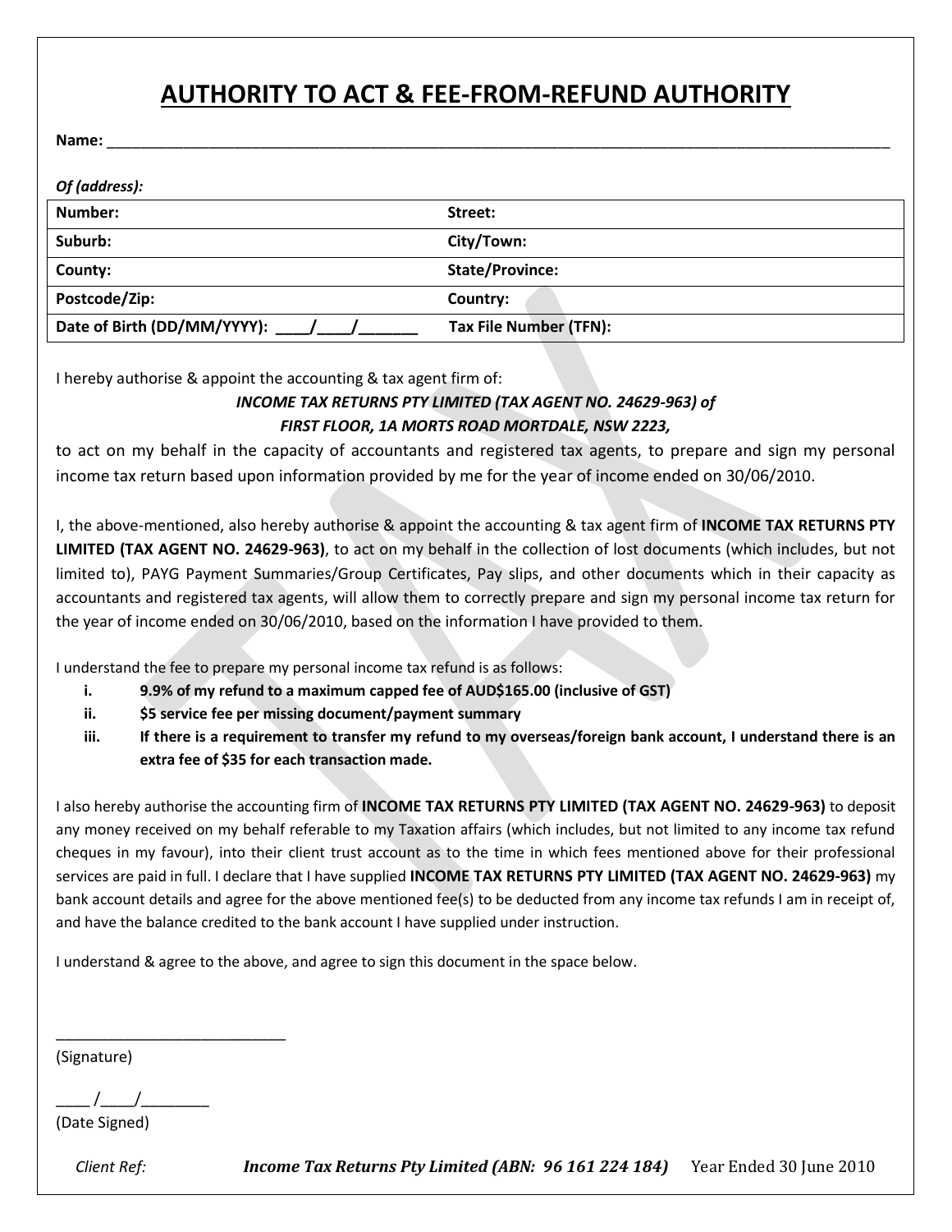# AUTHORITY TO ACT & FEE-FROM-REFUND AUTHORITY

**Name:** ____________________________________________________________________________________________

***Of (address):***

| **Number:** | **Street:** |
|---|---|
| **Suburb:** | **City/Town:** |
| **County:** | **State/Province:** |
| **Postcode/Zip:** | **Country:** |
| **Date of Birth (DD/MM/YYYY): ____/____/_______** | **Tax File Number (TFN):** |

I hereby authorise & appoint the accounting & tax agent firm of:

***INCOME TAX RETURNS PTY LIMITED (TAX AGENT NO. 24629-963) of***
***FIRST FLOOR, 1A MORTS ROAD MORTDALE, NSW 2223,***

to act on my behalf in the capacity of accountants and registered tax agents, to prepare and sign my personal income tax return based upon information provided by me for the year of income ended on 30/06/2010.

I, the above-mentioned, also hereby authorise & appoint the accounting & tax agent firm of **INCOME TAX RETURNS PTY LIMITED (TAX AGENT NO. 24629-963)**, to act on my behalf in the collection of lost documents (which includes, but not limited to), PAYG Payment Summaries/Group Certificates, Pay slips, and other documents which in their capacity as accountants and registered tax agents, will allow them to correctly prepare and sign my personal income tax return for the year of income ended on 30/06/2010, based on the information I have provided to them.

I understand the fee to prepare my personal income tax refund is as follows:

i. **9.9% of my refund to a maximum capped fee of AUD$165.00 (inclusive of GST)**
ii. **$5 service fee per missing document/payment summary**
iii. **If there is a requirement to transfer my refund to my overseas/foreign bank account, I understand there is an extra fee of $35 for each transaction made.**

I also hereby authorise the accounting firm of **INCOME TAX RETURNS PTY LIMITED (TAX AGENT NO. 24629-963)** to deposit any money received on my behalf referable to my Taxation affairs (which includes, but not limited to any income tax refund cheques in my favour), into their client trust account as to the time in which fees mentioned above for their professional services are paid in full. I declare that I have supplied **INCOME TAX RETURNS PTY LIMITED (TAX AGENT NO. 24629-963)** my bank account details and agree for the above mentioned fee(s) to be deducted from any income tax refunds I am in receipt of, and have the balance credited to the bank account I have supplied under instruction.

I understand & agree to the above, and agree to sign this document in the space below.

___________________________
(Signature)

____ /____/________
(Date Signed)

*Client Ref:* ***Income Tax Returns Pty Limited (ABN: 96 161 224 184)*** Year Ended 30 June 2010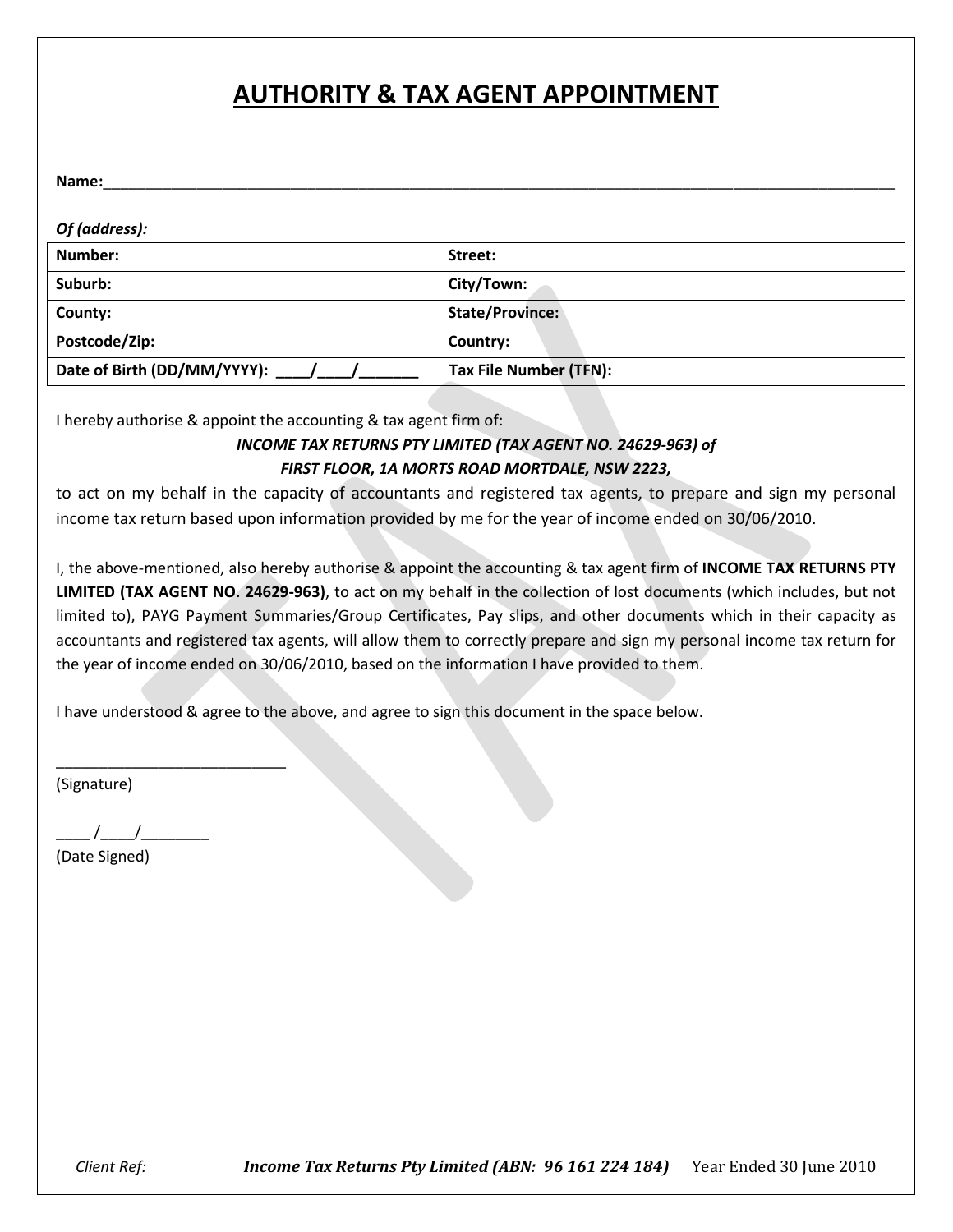# AUTHORITY & TAX AGENT APPOINTMENT

**Name:**\_\_\_\_\_\_\_\_\_\_\_\_\_\_\_\_\_\_\_\_\_\_\_\_\_\_\_\_\_\_\_\_\_\_\_\_\_\_\_\_\_\_\_\_\_\_\_\_\_\_\_\_\_\_\_\_\_\_\_\_\_\_\_\_\_\_\_\_\_\_\_\_\_\_\_\_\_\_\_\_\_\_\_\_\_\_\_\_\_\_

***Of (address):***

| | |
|---|---|
| **Number:** | **Street:** |
| **Suburb:** | **City/Town:** |
| **County:** | **State/Province:** |
| **Postcode/Zip:** | **Country:** |
| **Date of Birth (DD/MM/YYYY): \_\_\_\_/\_\_\_\_/\_\_\_\_\_\_\_** | **Tax File Number (TFN):** |

I hereby authorise & appoint the accounting & tax agent firm of:

***INCOME TAX RETURNS PTY LIMITED (TAX AGENT NO. 24629-963) of***
***FIRST FLOOR, 1A MORTS ROAD MORTDALE, NSW 2223,***

to act on my behalf in the capacity of accountants and registered tax agents, to prepare and sign my personal income tax return based upon information provided by me for the year of income ended on 30/06/2010.

I, the above-mentioned, also hereby authorise & appoint the accounting & tax agent firm of **INCOME TAX RETURNS PTY LIMITED (TAX AGENT NO. 24629-963)**, to act on my behalf in the collection of lost documents (which includes, but not limited to), PAYG Payment Summaries/Group Certificates, Pay slips, and other documents which in their capacity as accountants and registered tax agents, will allow them to correctly prepare and sign my personal income tax return for the year of income ended on 30/06/2010, based on the information I have provided to them.

I have understood & agree to the above, and agree to sign this document in the space below.

\_\_\_\_\_\_\_\_\_\_\_\_\_\_\_\_\_\_\_\_\_\_\_\_\_\_\_
(Signature)

\_\_\_\_ /\_\_\_\_/\_\_\_\_\_\_\_\_
(Date Signed)

*Client Ref:* ***Income Tax Returns Pty Limited (ABN: 96 161 224 184)*** Year Ended 30 June 2010